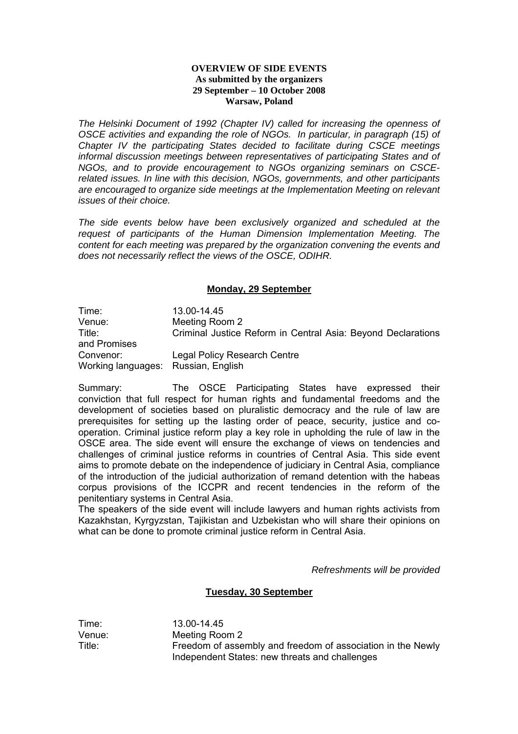**OVERVIEW OF SIDE EVENTS**
**As submitted by the organizers**
**29 September – 10 October 2008**
**Warsaw, Poland**

*The Helsinki Document of 1992 (Chapter IV) called for increasing the openness of OSCE activities and expanding the role of NGOs. In particular, in paragraph (15) of Chapter IV the participating States decided to facilitate during CSCE meetings informal discussion meetings between representatives of participating States and of NGOs, and to provide encouragement to NGOs organizing seminars on CSCE-related issues. In line with this decision, NGOs, governments, and other participants are encouraged to organize side meetings at the Implementation Meeting on relevant issues of their choice.*

*The side events below have been exclusively organized and scheduled at the request of participants of the Human Dimension Implementation Meeting. The content for each meeting was prepared by the organization convening the events and does not necessarily reflect the views of the OSCE, ODIHR.*

## Monday, 29 September

Time: 13.00-14.45
Venue: Meeting Room 2
Title: Criminal Justice Reform in Central Asia: Beyond Declarations and Promises
Convenor: Legal Policy Research Centre
Working languages: Russian, English

Summary: The OSCE Participating States have expressed their conviction that full respect for human rights and fundamental freedoms and the development of societies based on pluralistic democracy and the rule of law are prerequisites for setting up the lasting order of peace, security, justice and co-operation. Criminal justice reform play a key role in upholding the rule of law in the OSCE area. The side event will ensure the exchange of views on tendencies and challenges of criminal justice reforms in countries of Central Asia. This side event aims to promote debate on the independence of judiciary in Central Asia, compliance of the introduction of the judicial authorization of remand detention with the habeas corpus provisions of the ICCPR and recent tendencies in the reform of the penitentiary systems in Central Asia.
The speakers of the side event will include lawyers and human rights activists from Kazakhstan, Kyrgyzstan, Tajikistan and Uzbekistan who will share their opinions on what can be done to promote criminal justice reform in Central Asia.

*Refreshments will be provided*

## Tuesday, 30 September

Time: 13.00-14.45
Venue: Meeting Room 2
Title: Freedom of assembly and freedom of association in the Newly Independent States: new threats and challenges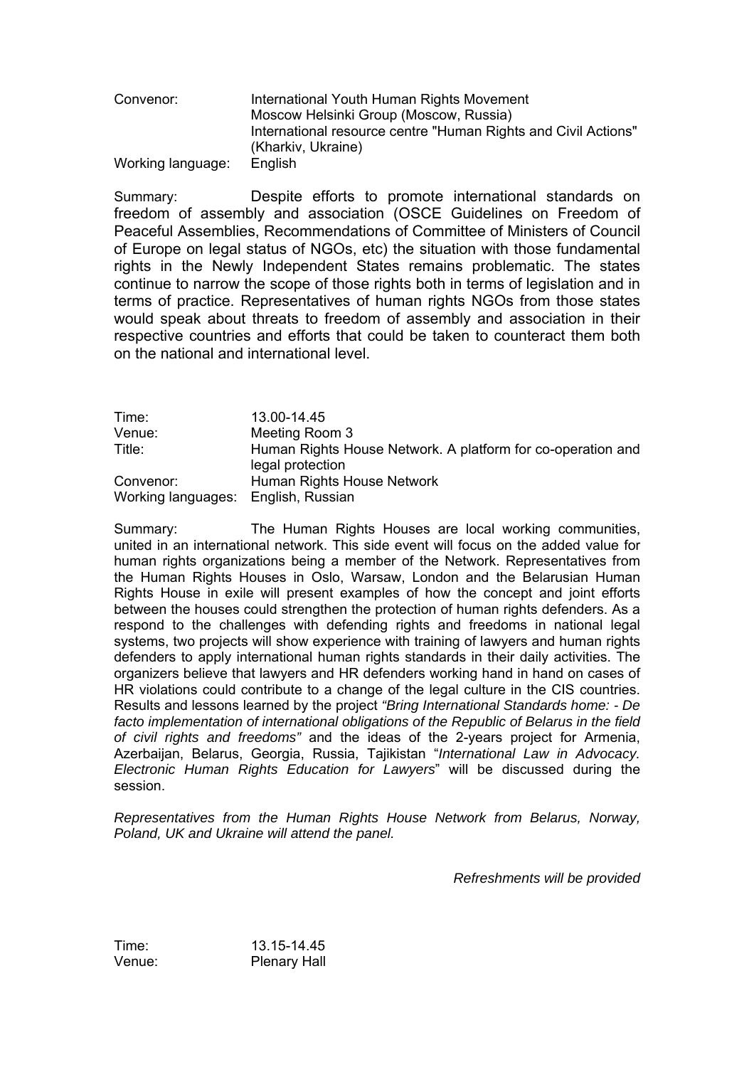Convenor: International Youth Human Rights Movement
Moscow Helsinki Group (Moscow, Russia)
International resource centre "Human Rights and Civil Actions" (Kharkiv, Ukraine)
Working language: English

Summary: Despite efforts to promote international standards on freedom of assembly and association (OSCE Guidelines on Freedom of Peaceful Assemblies, Recommendations of Committee of Ministers of Council of Europe on legal status of NGOs, etc) the situation with those fundamental rights in the Newly Independent States remains problematic. The states continue to narrow the scope of those rights both in terms of legislation and in terms of practice. Representatives of human rights NGOs from those states would speak about threats to freedom of assembly and association in their respective countries and efforts that could be taken to counteract them both on the national and international level.

Time: 13.00-14.45
Venue: Meeting Room 3
Title: Human Rights House Network. A platform for co-operation and legal protection
Convenor: Human Rights House Network
Working languages: English, Russian

Summary: The Human Rights Houses are local working communities, united in an international network. This side event will focus on the added value for human rights organizations being a member of the Network. Representatives from the Human Rights Houses in Oslo, Warsaw, London and the Belarusian Human Rights House in exile will present examples of how the concept and joint efforts between the houses could strengthen the protection of human rights defenders. As a respond to the challenges with defending rights and freedoms in national legal systems, two projects will show experience with training of lawyers and human rights defenders to apply international human rights standards in their daily activities. The organizers believe that lawyers and HR defenders working hand in hand on cases of HR violations could contribute to a change of the legal culture in the CIS countries. Results and lessons learned by the project *"Bring International Standards home: - De facto implementation of international obligations of the Republic of Belarus in the field of civil rights and freedoms"* and the ideas of the 2-years project for Armenia, Azerbaijan, Belarus, Georgia, Russia, Tajikistan "*International Law in Advocacy. Electronic Human Rights Education for Lawyers*" will be discussed during the session.

*Representatives from the Human Rights House Network from Belarus, Norway, Poland, UK and Ukraine will attend the panel.*

*Refreshments will be provided*

Time: 13.15-14.45
Venue: Plenary Hall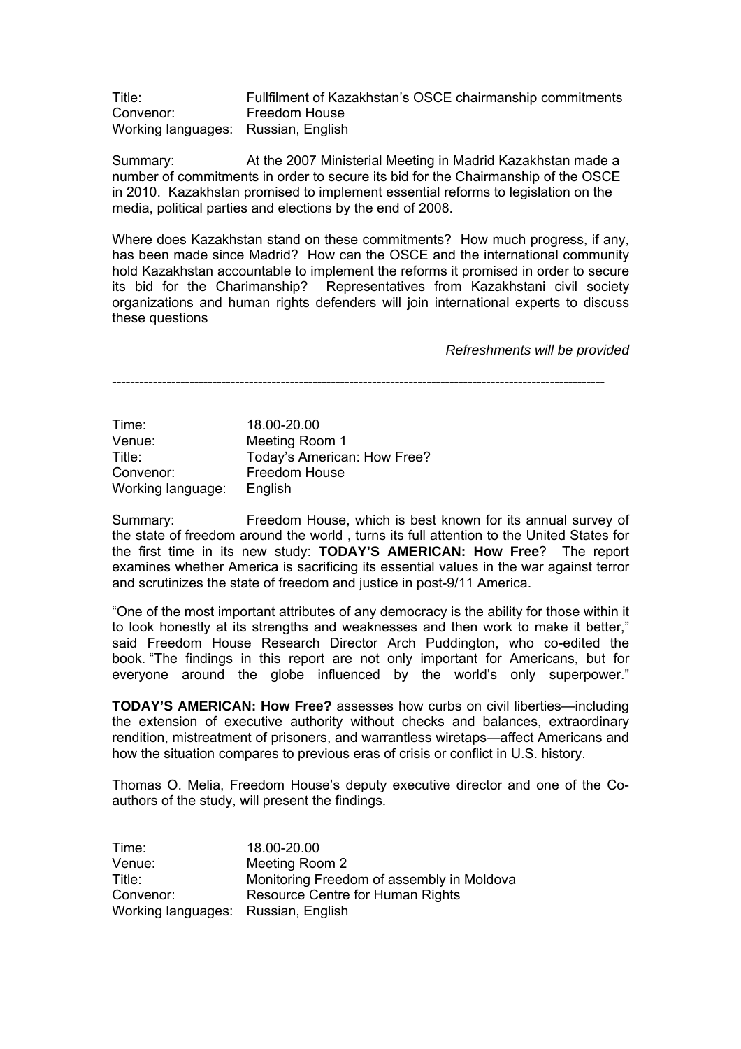Title: Fullfilment of Kazakhstan's OSCE chairmanship commitments
Convenor: Freedom House
Working languages: Russian, English

Summary: At the 2007 Ministerial Meeting in Madrid Kazakhstan made a number of commitments in order to secure its bid for the Chairmanship of the OSCE in 2010. Kazakhstan promised to implement essential reforms to legislation on the media, political parties and elections by the end of 2008.

Where does Kazakhstan stand on these commitments? How much progress, if any, has been made since Madrid? How can the OSCE and the international community hold Kazakhstan accountable to implement the reforms it promised in order to secure its bid for the Charimanship? Representatives from Kazakhstani civil society organizations and human rights defenders will join international experts to discuss these questions

*Refreshments will be provided*

---

Time: 18.00-20.00
Venue: Meeting Room 1
Title: Today's American: How Free?
Convenor: Freedom House
Working language: English

Summary: Freedom House, which is best known for its annual survey of the state of freedom around the world , turns its full attention to the United States for the first time in its new study: **TODAY'S AMERICAN: How Free**? The report examines whether America is sacrificing its essential values in the war against terror and scrutinizes the state of freedom and justice in post-9/11 America.

"One of the most important attributes of any democracy is the ability for those within it to look honestly at its strengths and weaknesses and then work to make it better," said Freedom House Research Director Arch Puddington, who co-edited the book. "The findings in this report are not only important for Americans, but for everyone around the globe influenced by the world's only superpower."

**TODAY'S AMERICAN: How Free?** assesses how curbs on civil liberties—including the extension of executive authority without checks and balances, extraordinary rendition, mistreatment of prisoners, and warrantless wiretaps—affect Americans and how the situation compares to previous eras of crisis or conflict in U.S. history.

Thomas O. Melia, Freedom House's deputy executive director and one of the Co-authors of the study, will present the findings.

Time: 18.00-20.00
Venue: Meeting Room 2
Title: Monitoring Freedom of assembly in Moldova
Convenor: Resource Centre for Human Rights
Working languages: Russian, English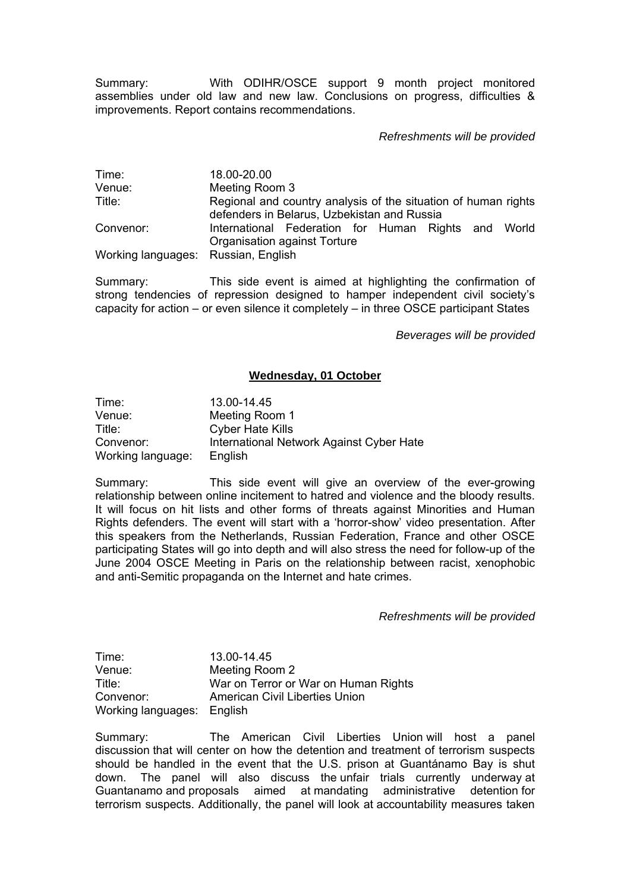Summary: With ODIHR/OSCE support 9 month project monitored assemblies under old law and new law. Conclusions on progress, difficulties & improvements. Report contains recommendations.

*Refreshments will be provided*

| | |
|---|---|
| Time: | 18.00-20.00 |
| Venue: | Meeting Room 3 |
| Title: | Regional and country analysis of the situation of human rights defenders in Belarus, Uzbekistan and Russia |
| Convenor: | International Federation for Human Rights and World Organisation against Torture |
| Working languages: | Russian, English |

Summary: This side event is aimed at highlighting the confirmation of strong tendencies of repression designed to hamper independent civil society's capacity for action – or even silence it completely – in three OSCE participant States

*Beverages will be provided*

## **Wednesday, 01 October**

| | |
|---|---|
| Time: | 13.00-14.45 |
| Venue: | Meeting Room 1 |
| Title: | Cyber Hate Kills |
| Convenor: | International Network Against Cyber Hate |
| Working language: | English |

Summary: This side event will give an overview of the ever-growing relationship between online incitement to hatred and violence and the bloody results. It will focus on hit lists and other forms of threats against Minorities and Human Rights defenders. The event will start with a 'horror-show' video presentation. After this speakers from the Netherlands, Russian Federation, France and other OSCE participating States will go into depth and will also stress the need for follow-up of the June 2004 OSCE Meeting in Paris on the relationship between racist, xenophobic and anti-Semitic propaganda on the Internet and hate crimes.

*Refreshments will be provided*

| | |
|---|---|
| Time: | 13.00-14.45 |
| Venue: | Meeting Room 2 |
| Title: | War on Terror or War on Human Rights |
| Convenor: | American Civil Liberties Union |
| Working languages: | English |

Summary: The American Civil Liberties Union will host a panel discussion that will center on how the detention and treatment of terrorism suspects should be handled in the event that the U.S. prison at Guantánamo Bay is shut down. The panel will also discuss the unfair trials currently underway at Guantanamo and proposals aimed at mandating administrative detention for terrorism suspects. Additionally, the panel will look at accountability measures taken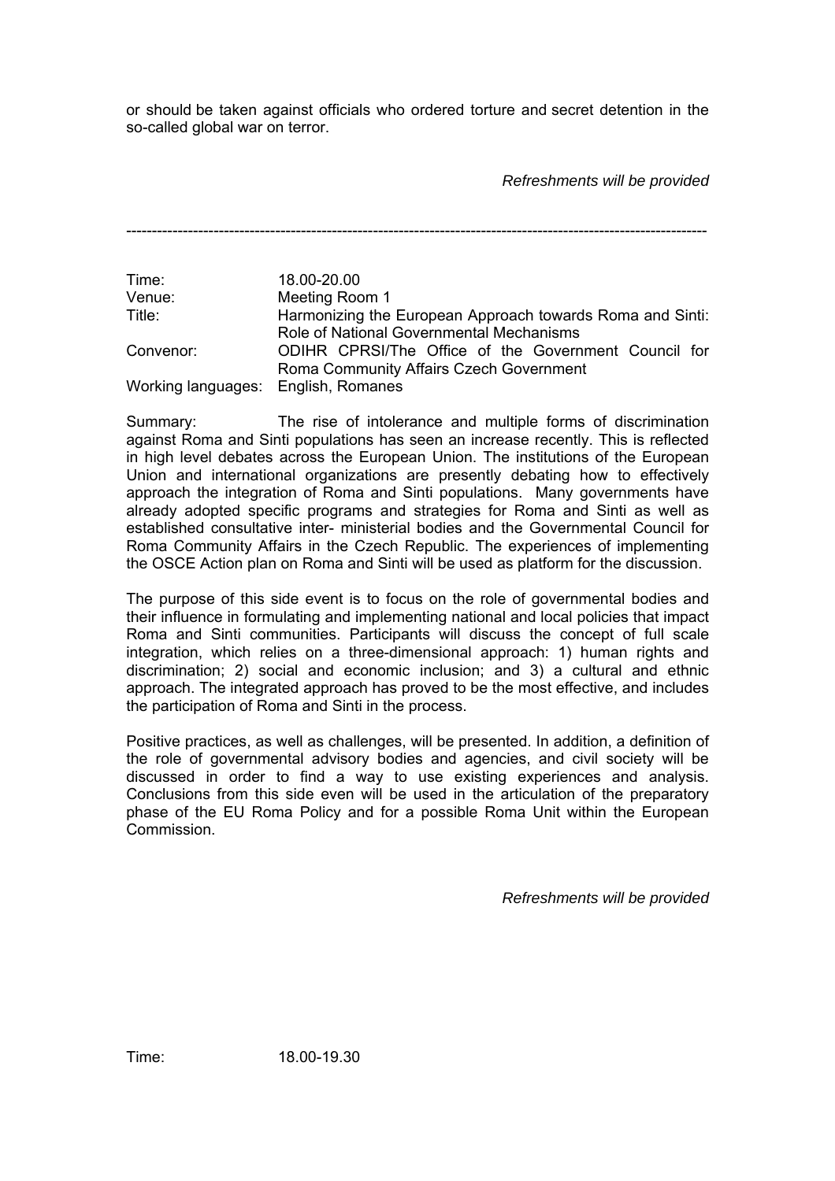or should be taken against officials who ordered torture and secret detention in the so-called global war on terror.

*Refreshments will be provided*

---

| | |
|---|---|
| Time: | 18.00-20.00 |
| Venue: | Meeting Room 1 |
| Title: | Harmonizing the European Approach towards Roma and Sinti: Role of National Governmental Mechanisms |
| Convenor: | ODIHR CPRSI/The Office of the Government Council for Roma Community Affairs Czech Government |
| Working languages: | English, Romanes |

Summary: The rise of intolerance and multiple forms of discrimination against Roma and Sinti populations has seen an increase recently. This is reflected in high level debates across the European Union. The institutions of the European Union and international organizations are presently debating how to effectively approach the integration of Roma and Sinti populations. Many governments have already adopted specific programs and strategies for Roma and Sinti as well as established consultative inter- ministerial bodies and the Governmental Council for Roma Community Affairs in the Czech Republic. The experiences of implementing the OSCE Action plan on Roma and Sinti will be used as platform for the discussion.

The purpose of this side event is to focus on the role of governmental bodies and their influence in formulating and implementing national and local policies that impact Roma and Sinti communities. Participants will discuss the concept of full scale integration, which relies on a three-dimensional approach: 1) human rights and discrimination; 2) social and economic inclusion; and 3) a cultural and ethnic approach. The integrated approach has proved to be the most effective, and includes the participation of Roma and Sinti in the process.

Positive practices, as well as challenges, will be presented. In addition, a definition of the role of governmental advisory bodies and agencies, and civil society will be discussed in order to find a way to use existing experiences and analysis. Conclusions from this side even will be used in the articulation of the preparatory phase of the EU Roma Policy and for a possible Roma Unit within the European Commission.

*Refreshments will be provided*

Time: 18.00-19.30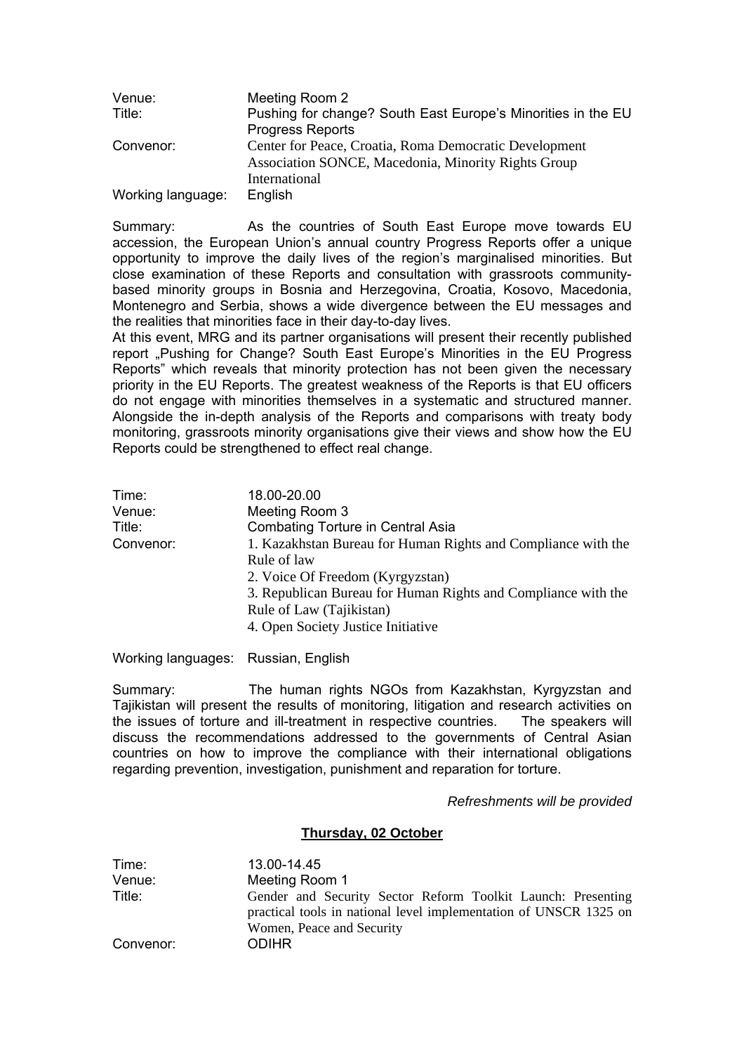| | |
|---|---|
| Venue: | Meeting Room 2 |
| Title: | Pushing for change? South East Europe's Minorities in the EU Progress Reports |
| Convenor: | Center for Peace, Croatia, Roma Democratic Development Association SONCE, Macedonia, Minority Rights Group International |
| Working language: | English |

Summary: As the countries of South East Europe move towards EU accession, the European Union's annual country Progress Reports offer a unique opportunity to improve the daily lives of the region's marginalised minorities. But close examination of these Reports and consultation with grassroots community-based minority groups in Bosnia and Herzegovina, Croatia, Kosovo, Macedonia, Montenegro and Serbia, shows a wide divergence between the EU messages and the realities that minorities face in their day-to-day lives.
At this event, MRG and its partner organisations will present their recently published report „Pushing for Change? South East Europe's Minorities in the EU Progress Reports" which reveals that minority protection has not been given the necessary priority in the EU Reports. The greatest weakness of the Reports is that EU officers do not engage with minorities themselves in a systematic and structured manner. Alongside the in-depth analysis of the Reports and comparisons with treaty body monitoring, grassroots minority organisations give their views and show how the EU Reports could be strengthened to effect real change.

| | |
|---|---|
| Time: | 18.00-20.00 |
| Venue: | Meeting Room 3 |
| Title: | Combating Torture in Central Asia |
| Convenor: | 1. Kazakhstan Bureau for Human Rights and Compliance with the Rule of law<br>2. Voice Of Freedom (Kyrgyzstan)<br>3. Republican Bureau for Human Rights and Compliance with the Rule of Law (Tajikistan)<br>4. Open Society Justice Initiative |
| Working languages: | Russian, English |

Summary: The human rights NGOs from Kazakhstan, Kyrgyzstan and Tajikistan will present the results of monitoring, litigation and research activities on the issues of torture and ill-treatment in respective countries. The speakers will discuss the recommendations addressed to the governments of Central Asian countries on how to improve the compliance with their international obligations regarding prevention, investigation, punishment and reparation for torture.

*Refreshments will be provided*

## Thursday, 02 October

| | |
|---|---|
| Time: | 13.00-14.45 |
| Venue: | Meeting Room 1 |
| Title: | Gender and Security Sector Reform Toolkit Launch: Presenting practical tools in national level implementation of UNSCR 1325 on Women, Peace and Security |
| Convenor: | ODIHR |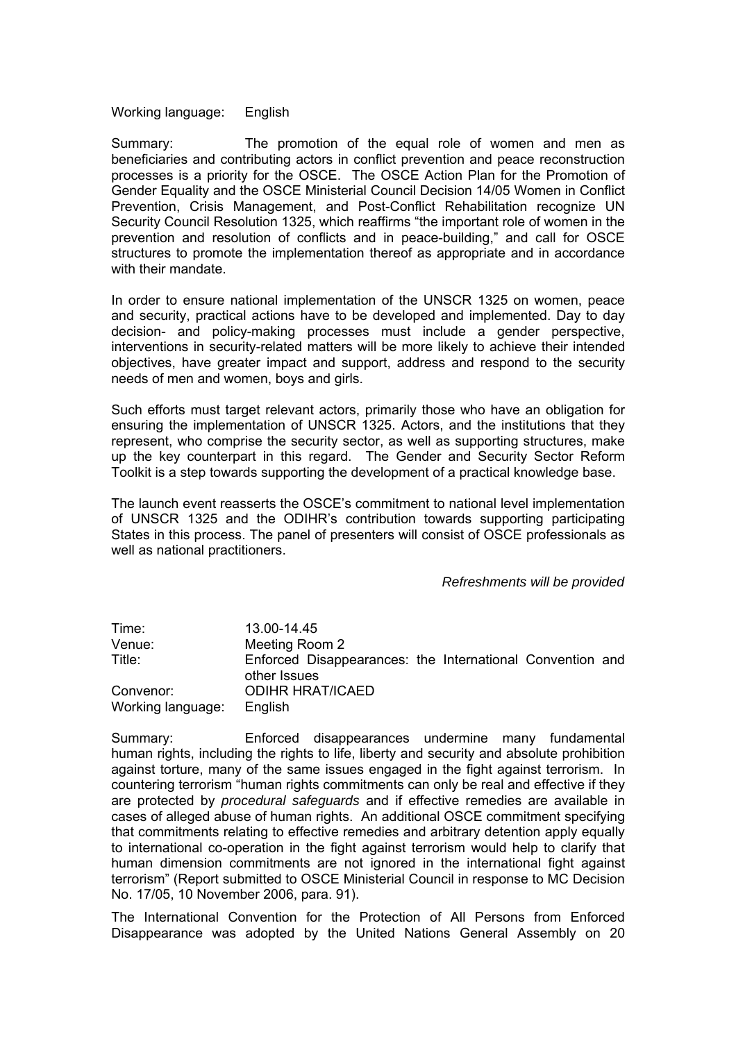Working language: English

Summary: The promotion of the equal role of women and men as beneficiaries and contributing actors in conflict prevention and peace reconstruction processes is a priority for the OSCE. The OSCE Action Plan for the Promotion of Gender Equality and the OSCE Ministerial Council Decision 14/05 Women in Conflict Prevention, Crisis Management, and Post-Conflict Rehabilitation recognize UN Security Council Resolution 1325, which reaffirms "the important role of women in the prevention and resolution of conflicts and in peace-building," and call for OSCE structures to promote the implementation thereof as appropriate and in accordance with their mandate.

In order to ensure national implementation of the UNSCR 1325 on women, peace and security, practical actions have to be developed and implemented. Day to day decision- and policy-making processes must include a gender perspective, interventions in security-related matters will be more likely to achieve their intended objectives, have greater impact and support, address and respond to the security needs of men and women, boys and girls.

Such efforts must target relevant actors, primarily those who have an obligation for ensuring the implementation of UNSCR 1325. Actors, and the institutions that they represent, who comprise the security sector, as well as supporting structures, make up the key counterpart in this regard. The Gender and Security Sector Reform Toolkit is a step towards supporting the development of a practical knowledge base.

The launch event reasserts the OSCE's commitment to national level implementation of UNSCR 1325 and the ODIHR's contribution towards supporting participating States in this process. The panel of presenters will consist of OSCE professionals as well as national practitioners.

*Refreshments will be provided*

Time: 13.00-14.45
Venue: Meeting Room 2
Title: Enforced Disappearances: the International Convention and other Issues
Convenor: ODIHR HRAT/ICAED
Working language: English

Summary: Enforced disappearances undermine many fundamental human rights, including the rights to life, liberty and security and absolute prohibition against torture, many of the same issues engaged in the fight against terrorism. In countering terrorism "human rights commitments can only be real and effective if they are protected by *procedural safeguards* and if effective remedies are available in cases of alleged abuse of human rights. An additional OSCE commitment specifying that commitments relating to effective remedies and arbitrary detention apply equally to international co-operation in the fight against terrorism would help to clarify that human dimension commitments are not ignored in the international fight against terrorism" (Report submitted to OSCE Ministerial Council in response to MC Decision No. 17/05, 10 November 2006, para. 91).

The International Convention for the Protection of All Persons from Enforced Disappearance was adopted by the United Nations General Assembly on 20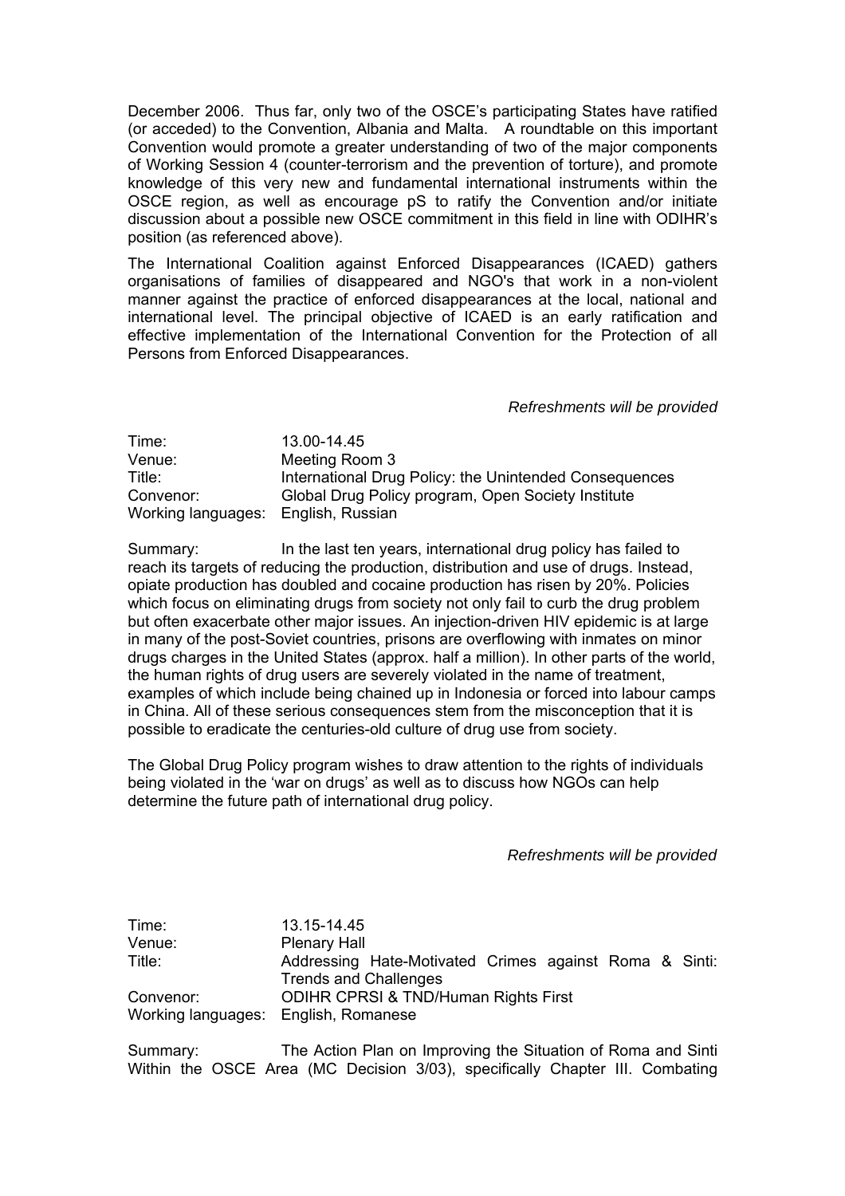December 2006. Thus far, only two of the OSCE's participating States have ratified (or acceded) to the Convention, Albania and Malta. A roundtable on this important Convention would promote a greater understanding of two of the major components of Working Session 4 (counter-terrorism and the prevention of torture), and promote knowledge of this very new and fundamental international instruments within the OSCE region, as well as encourage pS to ratify the Convention and/or initiate discussion about a possible new OSCE commitment in this field in line with ODIHR's position (as referenced above).

The International Coalition against Enforced Disappearances (ICAED) gathers organisations of families of disappeared and NGO's that work in a non-violent manner against the practice of enforced disappearances at the local, national and international level. The principal objective of ICAED is an early ratification and effective implementation of the International Convention for the Protection of all Persons from Enforced Disappearances.

*Refreshments will be provided*

| | |
|---|---|
| Time: | 13.00-14.45 |
| Venue: | Meeting Room 3 |
| Title: | International Drug Policy: the Unintended Consequences |
| Convenor: | Global Drug Policy program, Open Society Institute |
| Working languages: | English, Russian |

Summary: In the last ten years, international drug policy has failed to reach its targets of reducing the production, distribution and use of drugs. Instead, opiate production has doubled and cocaine production has risen by 20%. Policies which focus on eliminating drugs from society not only fail to curb the drug problem but often exacerbate other major issues. An injection-driven HIV epidemic is at large in many of the post-Soviet countries, prisons are overflowing with inmates on minor drugs charges in the United States (approx. half a million). In other parts of the world, the human rights of drug users are severely violated in the name of treatment, examples of which include being chained up in Indonesia or forced into labour camps in China. All of these serious consequences stem from the misconception that it is possible to eradicate the centuries-old culture of drug use from society.

The Global Drug Policy program wishes to draw attention to the rights of individuals being violated in the 'war on drugs' as well as to discuss how NGOs can help determine the future path of international drug policy.

*Refreshments will be provided*

| | |
|---|---|
| Time: | 13.15-14.45 |
| Venue: | Plenary Hall |
| Title: | Addressing Hate-Motivated Crimes against Roma & Sinti: Trends and Challenges |
| Convenor: | ODIHR CPRSI & TND/Human Rights First |
| Working languages: | English, Romanese |

Summary: The Action Plan on Improving the Situation of Roma and Sinti Within the OSCE Area (MC Decision 3/03), specifically Chapter III. Combating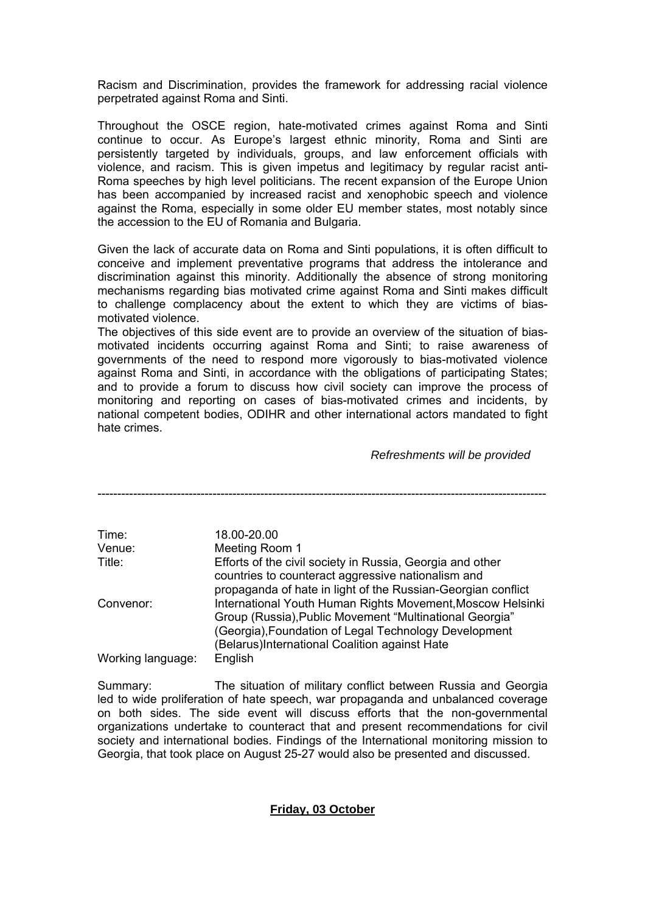Racism and Discrimination, provides the framework for addressing racial violence perpetrated against Roma and Sinti.

Throughout the OSCE region, hate-motivated crimes against Roma and Sinti continue to occur. As Europe's largest ethnic minority, Roma and Sinti are persistently targeted by individuals, groups, and law enforcement officials with violence, and racism. This is given impetus and legitimacy by regular racist anti-Roma speeches by high level politicians. The recent expansion of the Europe Union has been accompanied by increased racist and xenophobic speech and violence against the Roma, especially in some older EU member states, most notably since the accession to the EU of Romania and Bulgaria.

Given the lack of accurate data on Roma and Sinti populations, it is often difficult to conceive and implement preventative programs that address the intolerance and discrimination against this minority. Additionally the absence of strong monitoring mechanisms regarding bias motivated crime against Roma and Sinti makes difficult to challenge complacency about the extent to which they are victims of bias-motivated violence.

The objectives of this side event are to provide an overview of the situation of bias-motivated incidents occurring against Roma and Sinti; to raise awareness of governments of the need to respond more vigorously to bias-motivated violence against Roma and Sinti, in accordance with the obligations of participating States; and to provide a forum to discuss how civil society can improve the process of monitoring and reporting on cases of bias-motivated crimes and incidents, by national competent bodies, ODIHR and other international actors mandated to fight hate crimes.

*Refreshments will be provided*

---

| | |
|---|---|
| Time: | 18.00-20.00 |
| Venue: | Meeting Room 1 |
| Title: | Efforts of the civil society in Russia, Georgia and other countries to counteract aggressive nationalism and propaganda of hate in light of the Russian-Georgian conflict |
| Convenor: | International Youth Human Rights Movement,Moscow Helsinki Group (Russia),Public Movement "Multinational Georgia" (Georgia),Foundation of Legal Technology Development (Belarus)International Coalition against Hate |
| Working language: | English |

Summary: The situation of military conflict between Russia and Georgia led to wide proliferation of hate speech, war propaganda and unbalanced coverage on both sides. The side event will discuss efforts that the non-governmental organizations undertake to counteract that and present recommendations for civil society and international bodies. Findings of the International monitoring mission to Georgia, that took place on August 25-27 would also be presented and discussed.

**Friday, 03 October**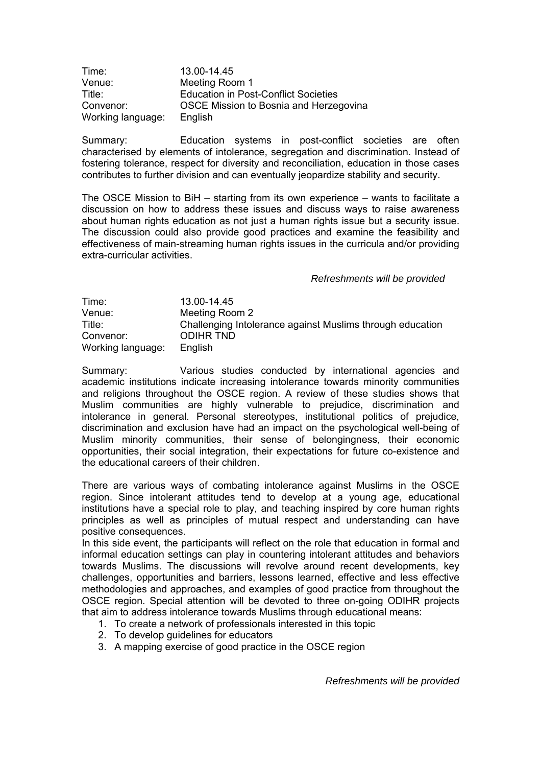Time: 13.00-14.45
Venue: Meeting Room 1
Title: Education in Post-Conflict Societies
Convenor: OSCE Mission to Bosnia and Herzegovina
Working language: English

Summary: Education systems in post-conflict societies are often characterised by elements of intolerance, segregation and discrimination. Instead of fostering tolerance, respect for diversity and reconciliation, education in those cases contributes to further division and can eventually jeopardize stability and security.

The OSCE Mission to BiH – starting from its own experience – wants to facilitate a discussion on how to address these issues and discuss ways to raise awareness about human rights education as not just a human rights issue but a security issue. The discussion could also provide good practices and examine the feasibility and effectiveness of main-streaming human rights issues in the curricula and/or providing extra-curricular activities.

*Refreshments will be provided*

Time: 13.00-14.45
Venue: Meeting Room 2
Title: Challenging Intolerance against Muslims through education
Convenor: ODIHR TND
Working language: English

Summary: Various studies conducted by international agencies and academic institutions indicate increasing intolerance towards minority communities and religions throughout the OSCE region. A review of these studies shows that Muslim communities are highly vulnerable to prejudice, discrimination and intolerance in general. Personal stereotypes, institutional politics of prejudice, discrimination and exclusion have had an impact on the psychological well-being of Muslim minority communities, their sense of belongingness, their economic opportunities, their social integration, their expectations for future co-existence and the educational careers of their children.

There are various ways of combating intolerance against Muslims in the OSCE region. Since intolerant attitudes tend to develop at a young age, educational institutions have a special role to play, and teaching inspired by core human rights principles as well as principles of mutual respect and understanding can have positive consequences.

In this side event, the participants will reflect on the role that education in formal and informal education settings can play in countering intolerant attitudes and behaviors towards Muslims. The discussions will revolve around recent developments, key challenges, opportunities and barriers, lessons learned, effective and less effective methodologies and approaches, and examples of good practice from throughout the OSCE region. Special attention will be devoted to three on-going ODIHR projects that aim to address intolerance towards Muslims through educational means:

1. To create a network of professionals interested in this topic
2. To develop guidelines for educators
3. A mapping exercise of good practice in the OSCE region

*Refreshments will be provided*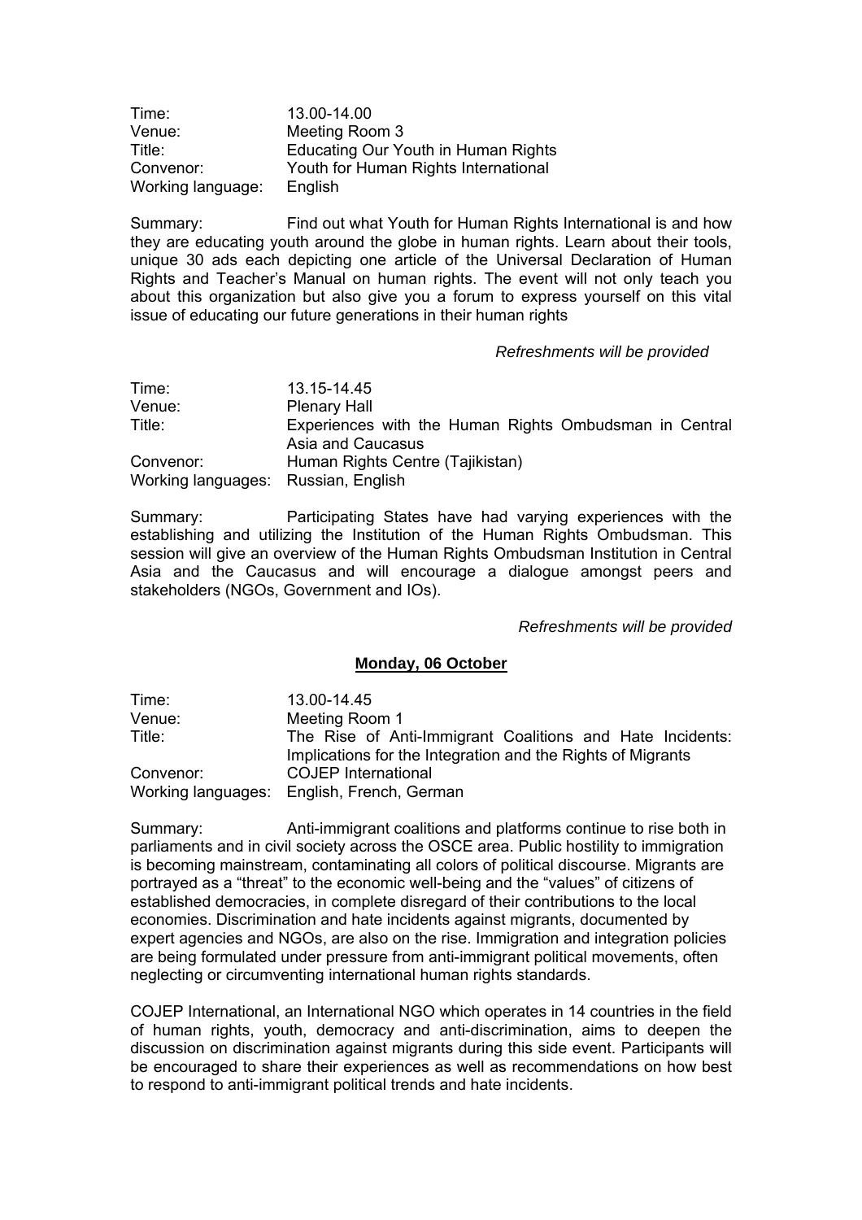Time: 13.00-14.00
Venue: Meeting Room 3
Title: Educating Our Youth in Human Rights
Convenor: Youth for Human Rights International
Working language: English

Summary: Find out what Youth for Human Rights International is and how they are educating youth around the globe in human rights. Learn about their tools, unique 30 ads each depicting one article of the Universal Declaration of Human Rights and Teacher's Manual on human rights. The event will not only teach you about this organization but also give you a forum to express yourself on this vital issue of educating our future generations in their human rights

*Refreshments will be provided*

Time: 13.15-14.45
Venue: Plenary Hall
Title: Experiences with the Human Rights Ombudsman in Central Asia and Caucasus
Convenor: Human Rights Centre (Tajikistan)
Working languages: Russian, English

Summary: Participating States have had varying experiences with the establishing and utilizing the Institution of the Human Rights Ombudsman. This session will give an overview of the Human Rights Ombudsman Institution in Central Asia and the Caucasus and will encourage a dialogue amongst peers and stakeholders (NGOs, Government and IOs).

*Refreshments will be provided*

## **Monday, 06 October**

Time: 13.00-14.45
Venue: Meeting Room 1
Title: The Rise of Anti-Immigrant Coalitions and Hate Incidents: Implications for the Integration and the Rights of Migrants
Convenor: COJEP International
Working languages: English, French, German

Summary: Anti-immigrant coalitions and platforms continue to rise both in parliaments and in civil society across the OSCE area. Public hostility to immigration is becoming mainstream, contaminating all colors of political discourse. Migrants are portrayed as a "threat" to the economic well-being and the "values" of citizens of established democracies, in complete disregard of their contributions to the local economies. Discrimination and hate incidents against migrants, documented by expert agencies and NGOs, are also on the rise. Immigration and integration policies are being formulated under pressure from anti-immigrant political movements, often neglecting or circumventing international human rights standards.

COJEP International, an International NGO which operates in 14 countries in the field of human rights, youth, democracy and anti-discrimination, aims to deepen the discussion on discrimination against migrants during this side event. Participants will be encouraged to share their experiences as well as recommendations on how best to respond to anti-immigrant political trends and hate incidents.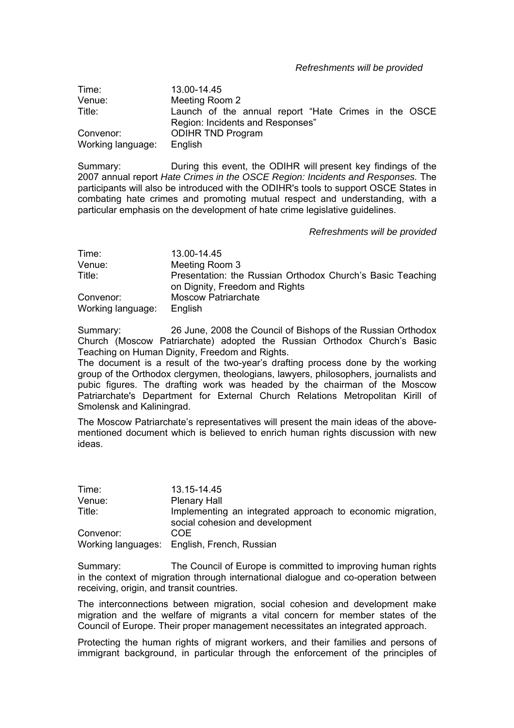*Refreshments will be provided*

Time: 13.00-14.45
Venue: Meeting Room 2
Title: Launch of the annual report "Hate Crimes in the OSCE Region: Incidents and Responses"
Convenor: ODIHR TND Program
Working language: English

Summary: During this event, the ODIHR will present key findings of the 2007 annual report *Hate Crimes in the OSCE Region: Incidents and Responses.* The participants will also be introduced with the ODIHR's tools to support OSCE States in combating hate crimes and promoting mutual respect and understanding, with a particular emphasis on the development of hate crime legislative guidelines.

*Refreshments will be provided*

Time: 13.00-14.45
Venue: Meeting Room 3
Title: Presentation: the Russian Orthodox Church's Basic Teaching on Dignity, Freedom and Rights
Convenor: Moscow Patriarchate
Working language: English

Summary: 26 June, 2008 the Council of Bishops of the Russian Orthodox Church (Moscow Patriarchate) adopted the Russian Orthodox Church's Basic Teaching on Human Dignity, Freedom and Rights.
The document is a result of the two-year's drafting process done by the working group of the Orthodox clergymen, theologians, lawyers, philosophers, journalists and pubic figures. The drafting work was headed by the chairman of the Moscow Patriarchate's Department for External Church Relations Metropolitan Kirill of Smolensk and Kaliningrad.

The Moscow Patriarchate's representatives will present the main ideas of the above-mentioned document which is believed to enrich human rights discussion with new ideas.

Time: 13.15-14.45
Venue: Plenary Hall
Title: Implementing an integrated approach to economic migration, social cohesion and development
Convenor: COE
Working languages: English, French, Russian

Summary: The Council of Europe is committed to improving human rights in the context of migration through international dialogue and co-operation between receiving, origin, and transit countries.

The interconnections between migration, social cohesion and development make migration and the welfare of migrants a vital concern for member states of the Council of Europe. Their proper management necessitates an integrated approach.

Protecting the human rights of migrant workers, and their families and persons of immigrant background, in particular through the enforcement of the principles of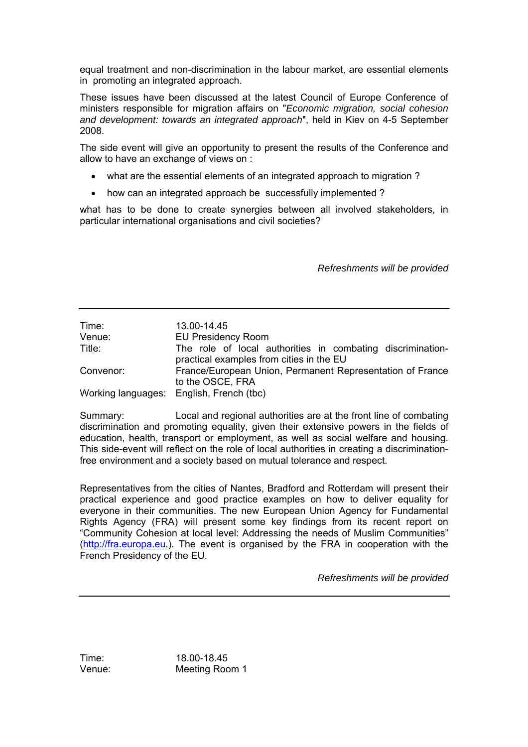equal treatment and non-discrimination in the labour market, are essential elements in promoting an integrated approach.

These issues have been discussed at the latest Council of Europe Conference of ministers responsible for migration affairs on "*Economic migration, social cohesion and development: towards an integrated approach*", held in Kiev on 4-5 September 2008.

The side event will give an opportunity to present the results of the Conference and allow to have an exchange of views on :

- what are the essential elements of an integrated approach to migration ?
- how can an integrated approach be successfully implemented ?

what has to be done to create synergies between all involved stakeholders, in particular international organisations and civil societies?

*Refreshments will be provided*

---

| | |
|---|---|
| Time: | 13.00-14.45 |
| Venue: | EU Presidency Room |
| Title: | The role of local authorities in combating discrimination-practical examples from cities in the EU |
| Convenor: | France/European Union, Permanent Representation of France to the OSCE, FRA |
| Working languages: | English, French (tbc) |

Summary: Local and regional authorities are at the front line of combating discrimination and promoting equality, given their extensive powers in the fields of education, health, transport or employment, as well as social welfare and housing. This side-event will reflect on the role of local authorities in creating a discrimination-free environment and a society based on mutual tolerance and respect.

Representatives from the cities of Nantes, Bradford and Rotterdam will present their practical experience and good practice examples on how to deliver equality for everyone in their communities. The new European Union Agency for Fundamental Rights Agency (FRA) will present some key findings from its recent report on "Community Cohesion at local level: Addressing the needs of Muslim Communities" (http://fra.europa.eu.). The event is organised by the FRA in cooperation with the French Presidency of the EU.

*Refreshments will be provided*

---

| | |
|---|---|
| Time: | 18.00-18.45 |
| Venue: | Meeting Room 1 |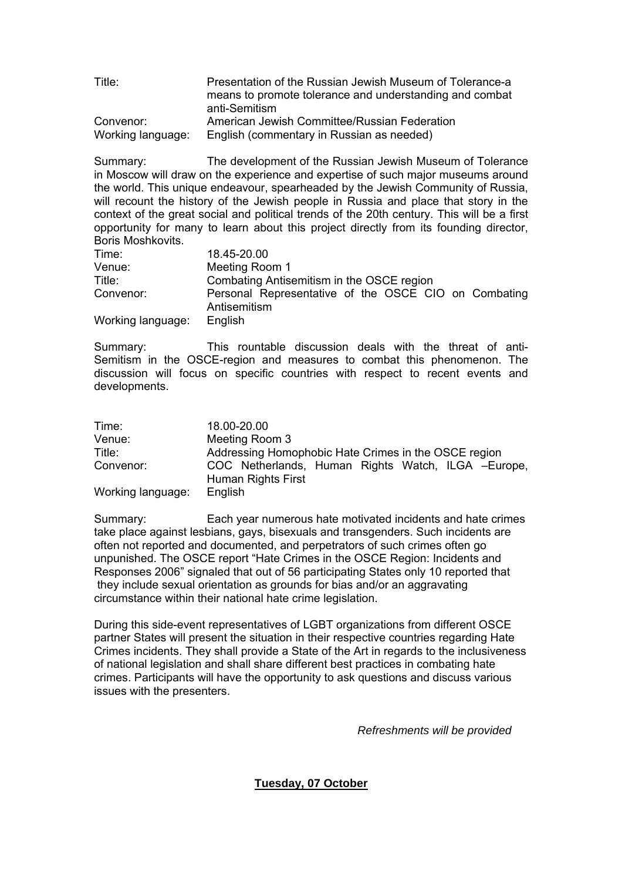| | |
|---|---|
| Title: | Presentation of the Russian Jewish Museum of Tolerance-a means to promote tolerance and understanding and combat anti-Semitism |
| Convenor: | American Jewish Committee/Russian Federation |
| Working language: | English (commentary in Russian as needed) |

Summary: The development of the Russian Jewish Museum of Tolerance in Moscow will draw on the experience and expertise of such major museums around the world. This unique endeavour, spearheaded by the Jewish Community of Russia, will recount the history of the Jewish people in Russia and place that story in the context of the great social and political trends of the 20th century. This will be a first opportunity for many to learn about this project directly from its founding director, Boris Moshkovits.

| | |
|---|---|
| Time: | 18.45-20.00 |
| Venue: | Meeting Room 1 |
| Title: | Combating Antisemitism in the OSCE region |
| Convenor: | Personal Representative of the OSCE CIO on Combating Antisemitism |
| Working language: | English |

Summary: This rountable discussion deals with the threat of anti-Semitism in the OSCE-region and measures to combat this phenomenon. The discussion will focus on specific countries with respect to recent events and developments.

| | |
|---|---|
| Time: | 18.00-20.00 |
| Venue: | Meeting Room 3 |
| Title: | Addressing Homophobic Hate Crimes in the OSCE region |
| Convenor: | COC Netherlands, Human Rights Watch, ILGA –Europe, Human Rights First |
| Working language: | English |

Summary: Each year numerous hate motivated incidents and hate crimes take place against lesbians, gays, bisexuals and transgenders. Such incidents are often not reported and documented, and perpetrators of such crimes often go unpunished. The OSCE report "Hate Crimes in the OSCE Region: Incidents and Responses 2006" signaled that out of 56 participating States only 10 reported that they include sexual orientation as grounds for bias and/or an aggravating circumstance within their national hate crime legislation.

During this side-event representatives of LGBT organizations from different OSCE partner States will present the situation in their respective countries regarding Hate Crimes incidents. They shall provide a State of the Art in regards to the inclusiveness of national legislation and shall share different best practices in combating hate crimes. Participants will have the opportunity to ask questions and discuss various issues with the presenters.

*Refreshments will be provided*

**Tuesday, 07 October**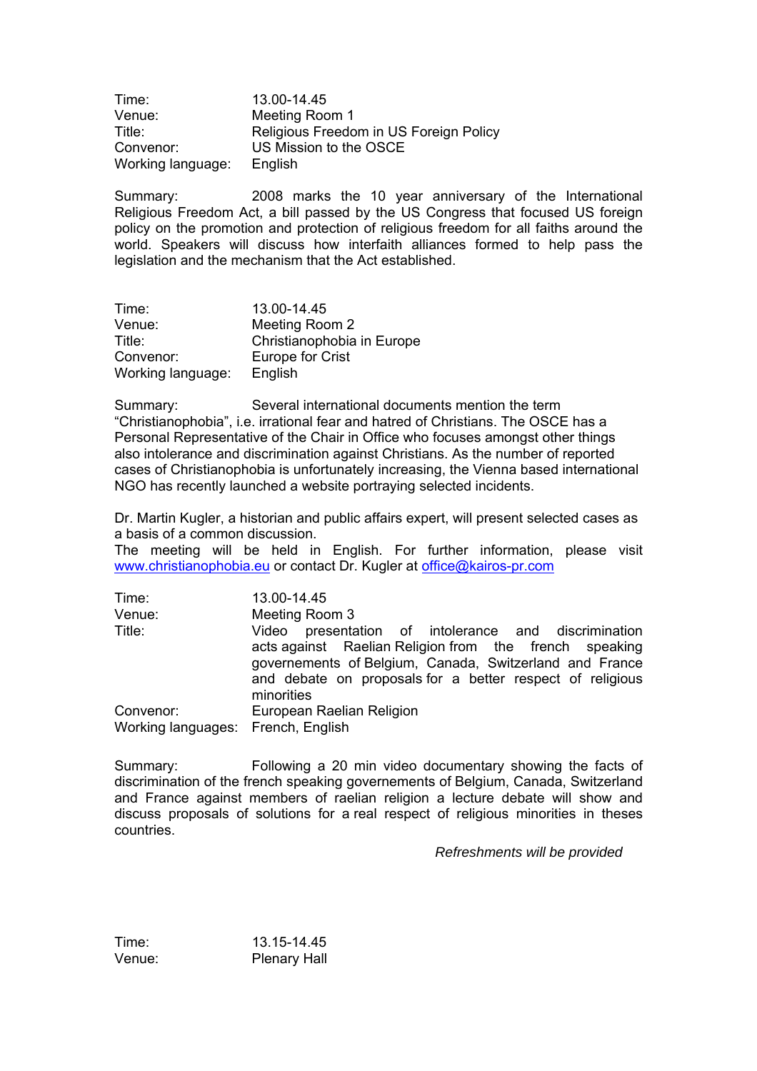Time: 13.00-14.45
Venue: Meeting Room 1
Title: Religious Freedom in US Foreign Policy
Convenor: US Mission to the OSCE
Working language: English

Summary: 2008 marks the 10 year anniversary of the International Religious Freedom Act, a bill passed by the US Congress that focused US foreign policy on the promotion and protection of religious freedom for all faiths around the world. Speakers will discuss how interfaith alliances formed to help pass the legislation and the mechanism that the Act established.

Time: 13.00-14.45
Venue: Meeting Room 2
Title: Christianophobia in Europe
Convenor: Europe for Crist
Working language: English

Summary: Several international documents mention the term "Christianophobia", i.e. irrational fear and hatred of Christians. The OSCE has a Personal Representative of the Chair in Office who focuses amongst other things also intolerance and discrimination against Christians. As the number of reported cases of Christianophobia is unfortunately increasing, the Vienna based international NGO has recently launched a website portraying selected incidents.

Dr. Martin Kugler, a historian and public affairs expert, will present selected cases as a basis of a common discussion.
The meeting will be held in English. For further information, please visit www.christianophobia.eu or contact Dr. Kugler at office@kairos-pr.com

Time: 13.00-14.45
Venue: Meeting Room 3
Title: Video presentation of intolerance and discrimination acts against Raelian Religion from the french speaking governements of Belgium, Canada, Switzerland and France and debate on proposals for a better respect of religious minorities
Convenor: European Raelian Religion
Working languages: French, English

Summary: Following a 20 min video documentary showing the facts of discrimination of the french speaking governements of Belgium, Canada, Switzerland and France against members of raelian religion a lecture debate will show and discuss proposals of solutions for a real respect of religious minorities in theses countries.

*Refreshments will be provided*

Time: 13.15-14.45
Venue: Plenary Hall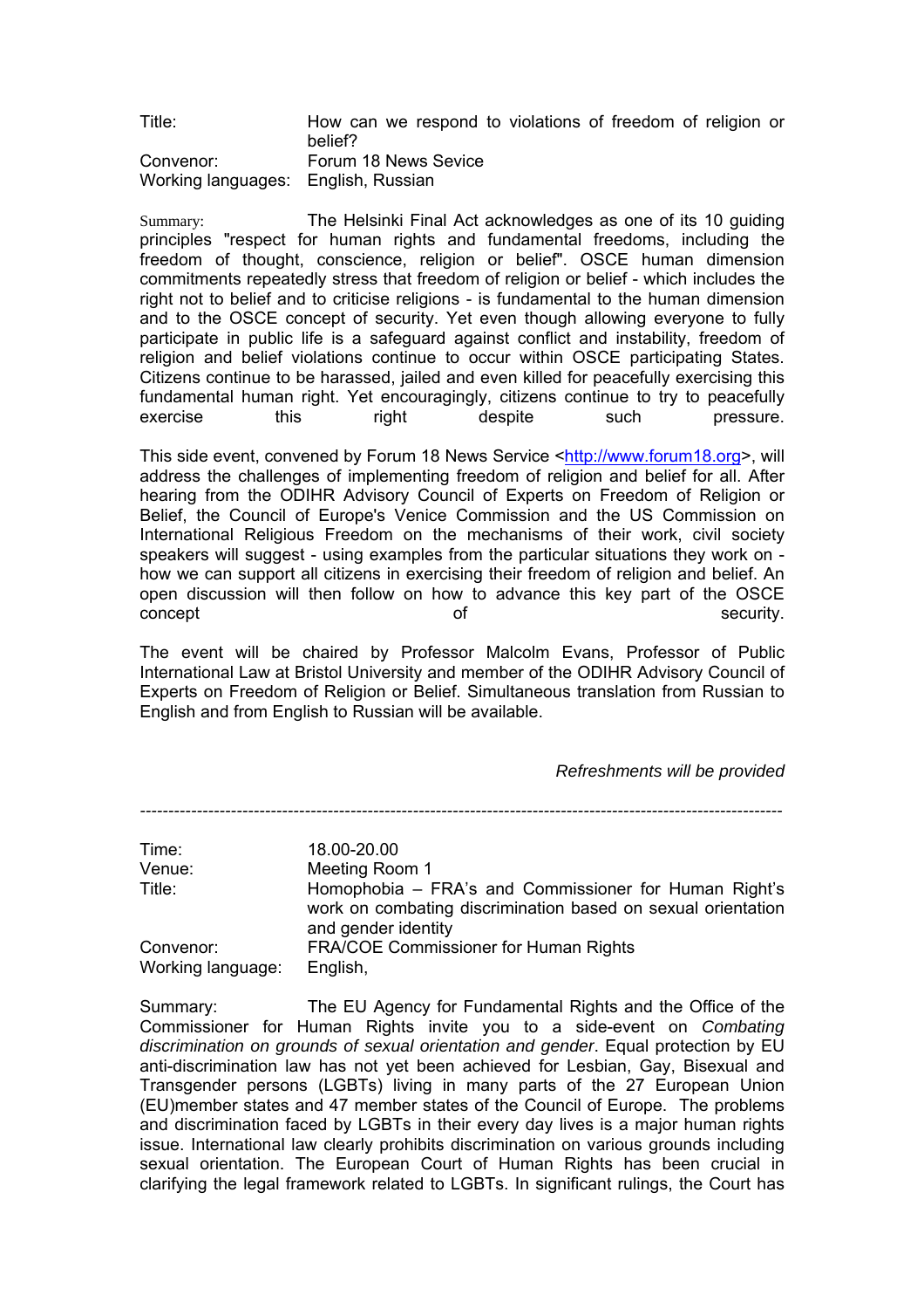Title: How can we respond to violations of freedom of religion or belief?
Convenor: Forum 18 News Sevice
Working languages: English, Russian

Summary: The Helsinki Final Act acknowledges as one of its 10 guiding principles "respect for human rights and fundamental freedoms, including the freedom of thought, conscience, religion or belief". OSCE human dimension commitments repeatedly stress that freedom of religion or belief - which includes the right not to belief and to criticise religions - is fundamental to the human dimension and to the OSCE concept of security. Yet even though allowing everyone to fully participate in public life is a safeguard against conflict and instability, freedom of religion and belief violations continue to occur within OSCE participating States. Citizens continue to be harassed, jailed and even killed for peacefully exercising this fundamental human right. Yet encouragingly, citizens continue to try to peacefully exercise this right despite such pressure.

This side event, convened by Forum 18 News Service <http://www.forum18.org>, will address the challenges of implementing freedom of religion and belief for all. After hearing from the ODIHR Advisory Council of Experts on Freedom of Religion or Belief, the Council of Europe's Venice Commission and the US Commission on International Religious Freedom on the mechanisms of their work, civil society speakers will suggest - using examples from the particular situations they work on - how we can support all citizens in exercising their freedom of religion and belief. An open discussion will then follow on how to advance this key part of the OSCE concept of security.

The event will be chaired by Professor Malcolm Evans, Professor of Public International Law at Bristol University and member of the ODIHR Advisory Council of Experts on Freedom of Religion or Belief. Simultaneous translation from Russian to English and from English to Russian will be available.

*Refreshments will be provided*

---

Time: 18.00-20.00
Venue: Meeting Room 1
Title: Homophobia – FRA's and Commissioner for Human Right's work on combating discrimination based on sexual orientation and gender identity
Convenor: FRA/COE Commissioner for Human Rights
Working language: English,

Summary: The EU Agency for Fundamental Rights and the Office of the Commissioner for Human Rights invite you to a side-event on *Combating discrimination on grounds of sexual orientation and gender*. Equal protection by EU anti-discrimination law has not yet been achieved for Lesbian, Gay, Bisexual and Transgender persons (LGBTs) living in many parts of the 27 European Union (EU)member states and 47 member states of the Council of Europe. The problems and discrimination faced by LGBTs in their every day lives is a major human rights issue. International law clearly prohibits discrimination on various grounds including sexual orientation. The European Court of Human Rights has been crucial in clarifying the legal framework related to LGBTs. In significant rulings, the Court has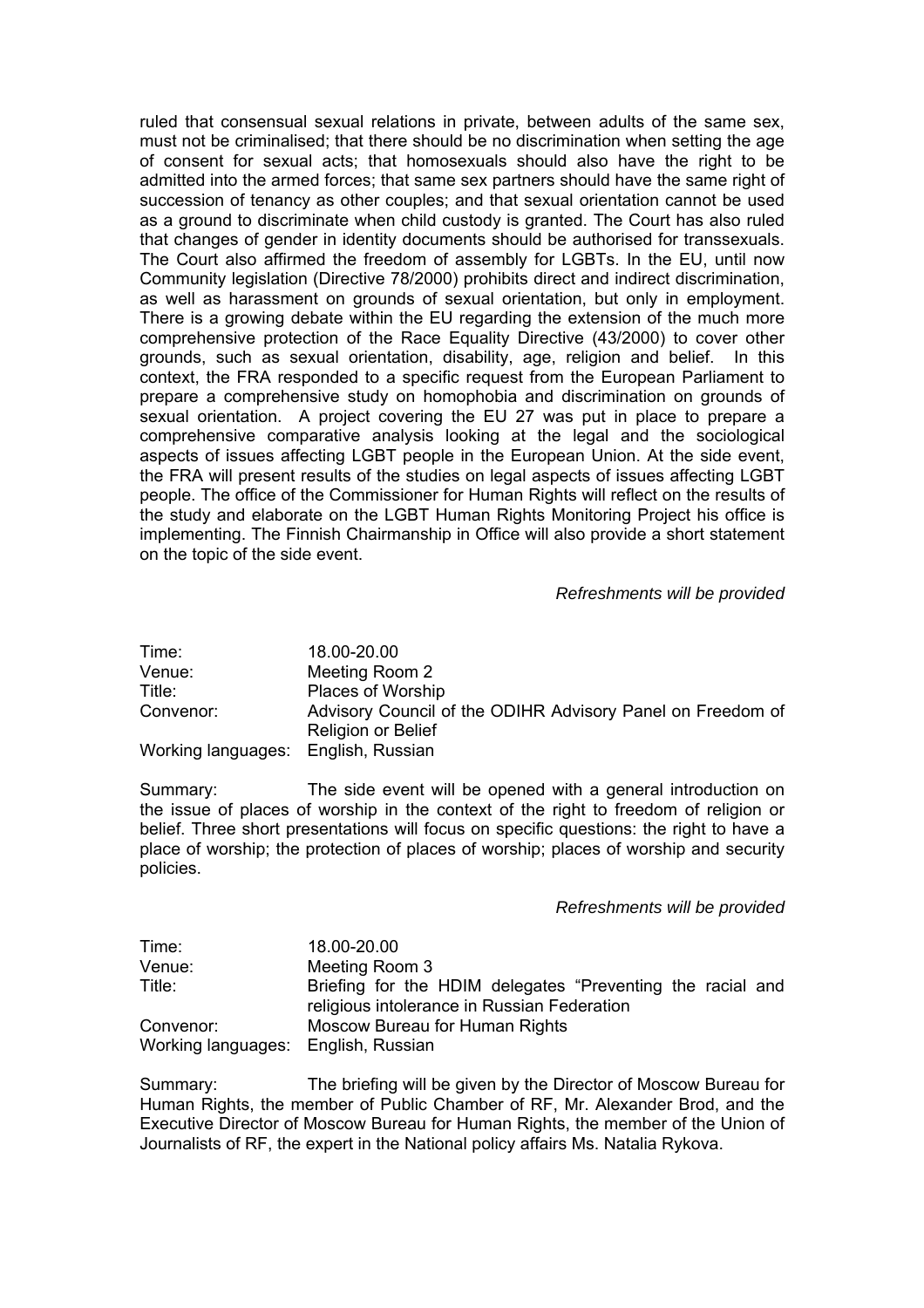ruled that consensual sexual relations in private, between adults of the same sex, must not be criminalised; that there should be no discrimination when setting the age of consent for sexual acts; that homosexuals should also have the right to be admitted into the armed forces; that same sex partners should have the same right of succession of tenancy as other couples; and that sexual orientation cannot be used as a ground to discriminate when child custody is granted. The Court has also ruled that changes of gender in identity documents should be authorised for transsexuals. The Court also affirmed the freedom of assembly for LGBTs. In the EU, until now Community legislation (Directive 78/2000) prohibits direct and indirect discrimination, as well as harassment on grounds of sexual orientation, but only in employment. There is a growing debate within the EU regarding the extension of the much more comprehensive protection of the Race Equality Directive (43/2000) to cover other grounds, such as sexual orientation, disability, age, religion and belief. In this context, the FRA responded to a specific request from the European Parliament to prepare a comprehensive study on homophobia and discrimination on grounds of sexual orientation. A project covering the EU 27 was put in place to prepare a comprehensive comparative analysis looking at the legal and the sociological aspects of issues affecting LGBT people in the European Union. At the side event, the FRA will present results of the studies on legal aspects of issues affecting LGBT people. The office of the Commissioner for Human Rights will reflect on the results of the study and elaborate on the LGBT Human Rights Monitoring Project his office is implementing. The Finnish Chairmanship in Office will also provide a short statement on the topic of the side event.

*Refreshments will be provided*

| | |
|---|---|
| Time: | 18.00-20.00 |
| Venue: | Meeting Room 2 |
| Title: | Places of Worship |
| Convenor: | Advisory Council of the ODIHR Advisory Panel on Freedom of Religion or Belief |
| Working languages: | English, Russian |

Summary: The side event will be opened with a general introduction on the issue of places of worship in the context of the right to freedom of religion or belief. Three short presentations will focus on specific questions: the right to have a place of worship; the protection of places of worship; places of worship and security policies.

*Refreshments will be provided*

| | |
|---|---|
| Time: | 18.00-20.00 |
| Venue: | Meeting Room 3 |
| Title: | Briefing for the HDIM delegates "Preventing the racial and religious intolerance in Russian Federation |
| Convenor: | Moscow Bureau for Human Rights |
| Working languages: | English, Russian |

Summary: The briefing will be given by the Director of Moscow Bureau for Human Rights, the member of Public Chamber of RF, Mr. Alexander Brod, and the Executive Director of Moscow Bureau for Human Rights, the member of the Union of Journalists of RF, the expert in the National policy affairs Ms. Natalia Rykova.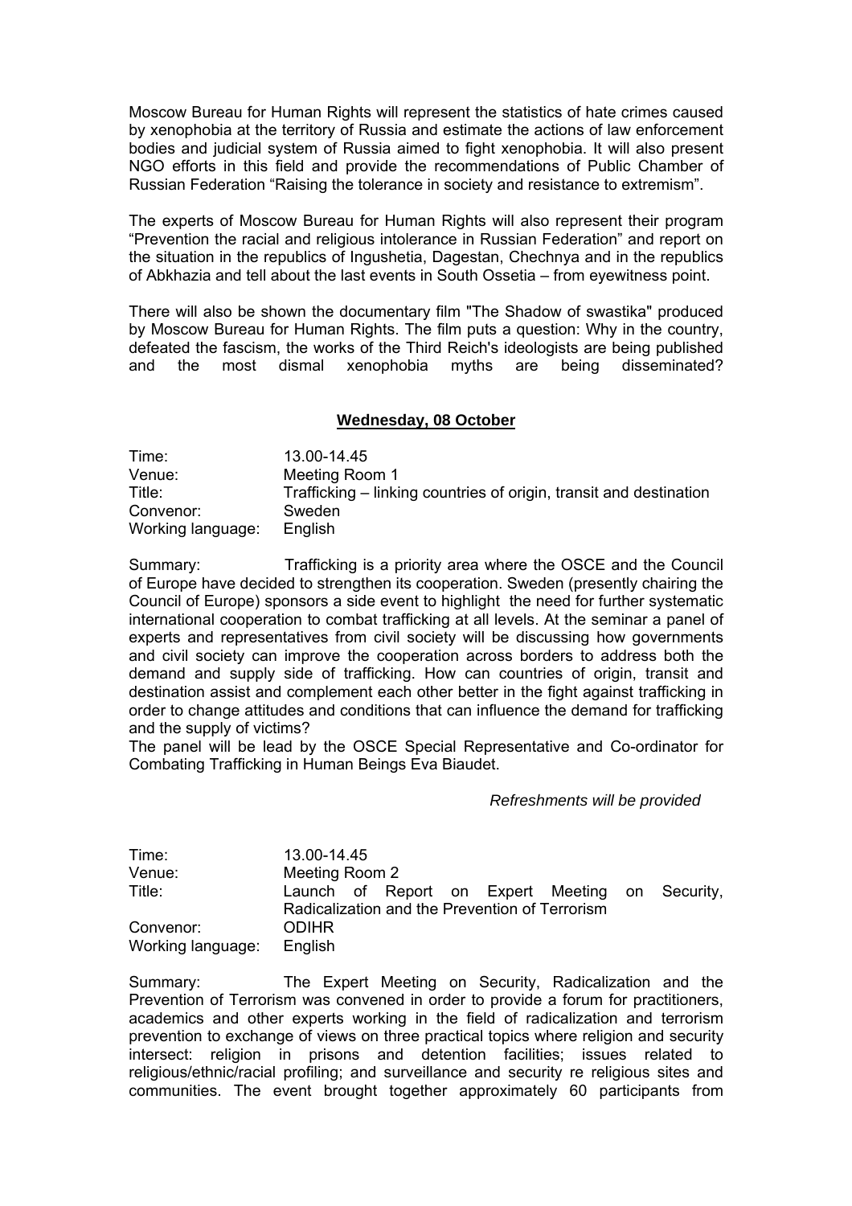Moscow Bureau for Human Rights will represent the statistics of hate crimes caused by xenophobia at the territory of Russia and estimate the actions of law enforcement bodies and judicial system of Russia aimed to fight xenophobia. It will also present NGO efforts in this field and provide the recommendations of Public Chamber of Russian Federation "Raising the tolerance in society and resistance to extremism".

The experts of Moscow Bureau for Human Rights will also represent their program "Prevention the racial and religious intolerance in Russian Federation" and report on the situation in the republics of Ingushetia, Dagestan, Chechnya and in the republics of Abkhazia and tell about the last events in South Ossetia – from eyewitness point.

There will also be shown the documentary film "The Shadow of swastika" produced by Moscow Bureau for Human Rights. The film puts a question: Why in the country, defeated the fascism, the works of the Third Reich's ideologists are being published and the most dismal xenophobia myths are being disseminated?

## Wednesday, 08 October

Time: 13.00-14.45
Venue: Meeting Room 1
Title: Trafficking – linking countries of origin, transit and destination
Convenor: Sweden
Working language: English

Summary: Trafficking is a priority area where the OSCE and the Council of Europe have decided to strengthen its cooperation. Sweden (presently chairing the Council of Europe) sponsors a side event to highlight the need for further systematic international cooperation to combat trafficking at all levels. At the seminar a panel of experts and representatives from civil society will be discussing how governments and civil society can improve the cooperation across borders to address both the demand and supply side of trafficking. How can countries of origin, transit and destination assist and complement each other better in the fight against trafficking in order to change attitudes and conditions that can influence the demand for trafficking and the supply of victims?
The panel will be lead by the OSCE Special Representative and Co-ordinator for Combating Trafficking in Human Beings Eva Biaudet.

*Refreshments will be provided*

Time: 13.00-14.45
Venue: Meeting Room 2
Title: Launch of Report on Expert Meeting on Security, Radicalization and the Prevention of Terrorism
Convenor: ODIHR
Working language: English

Summary: The Expert Meeting on Security, Radicalization and the Prevention of Terrorism was convened in order to provide a forum for practitioners, academics and other experts working in the field of radicalization and terrorism prevention to exchange of views on three practical topics where religion and security intersect: religion in prisons and detention facilities; issues related to religious/ethnic/racial profiling; and surveillance and security re religious sites and communities. The event brought together approximately 60 participants from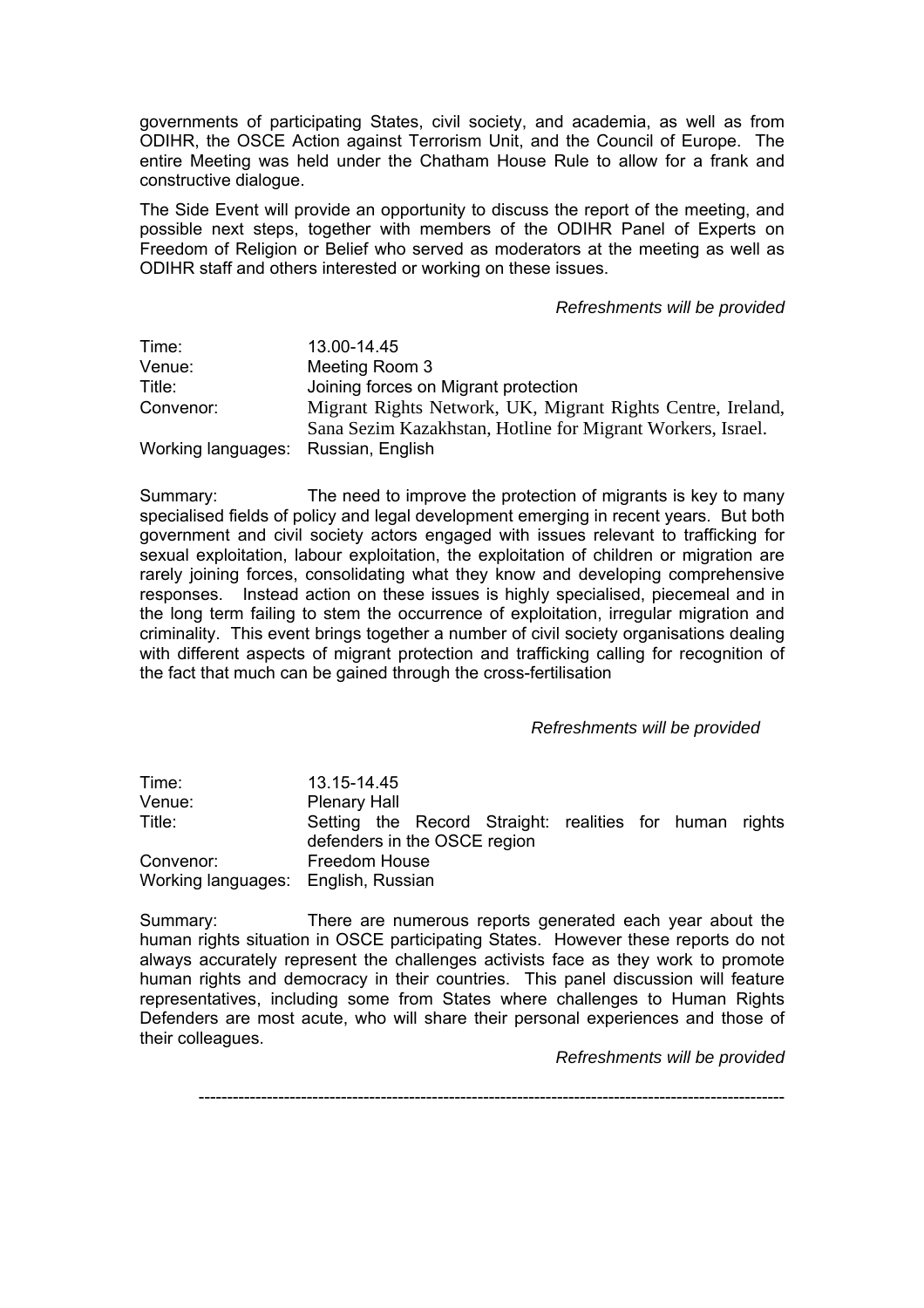governments of participating States, civil society, and academia, as well as from ODIHR, the OSCE Action against Terrorism Unit, and the Council of Europe. The entire Meeting was held under the Chatham House Rule to allow for a frank and constructive dialogue.

The Side Event will provide an opportunity to discuss the report of the meeting, and possible next steps, together with members of the ODIHR Panel of Experts on Freedom of Religion or Belief who served as moderators at the meeting as well as ODIHR staff and others interested or working on these issues.

*Refreshments will be provided*

| | |
|---|---|
| Time: | 13.00-14.45 |
| Venue: | Meeting Room 3 |
| Title: | Joining forces on Migrant protection |
| Convenor: | Migrant Rights Network, UK, Migrant Rights Centre, Ireland, Sana Sezim Kazakhstan, Hotline for Migrant Workers, Israel. |
| Working languages: | Russian, English |

Summary: The need to improve the protection of migrants is key to many specialised fields of policy and legal development emerging in recent years. But both government and civil society actors engaged with issues relevant to trafficking for sexual exploitation, labour exploitation, the exploitation of children or migration are rarely joining forces, consolidating what they know and developing comprehensive responses. Instead action on these issues is highly specialised, piecemeal and in the long term failing to stem the occurrence of exploitation, irregular migration and criminality. This event brings together a number of civil society organisations dealing with different aspects of migrant protection and trafficking calling for recognition of the fact that much can be gained through the cross-fertilisation

*Refreshments will be provided*

| | |
|---|---|
| Time: | 13.15-14.45 |
| Venue: | Plenary Hall |
| Title: | Setting the Record Straight: realities for human rights defenders in the OSCE region |
| Convenor: | Freedom House |
| Working languages: | English, Russian |

Summary: There are numerous reports generated each year about the human rights situation in OSCE participating States. However these reports do not always accurately represent the challenges activists face as they work to promote human rights and democracy in their countries. This panel discussion will feature representatives, including some from States where challenges to Human Rights Defenders are most acute, who will share their personal experiences and those of their colleagues.

*Refreshments will be provided*

---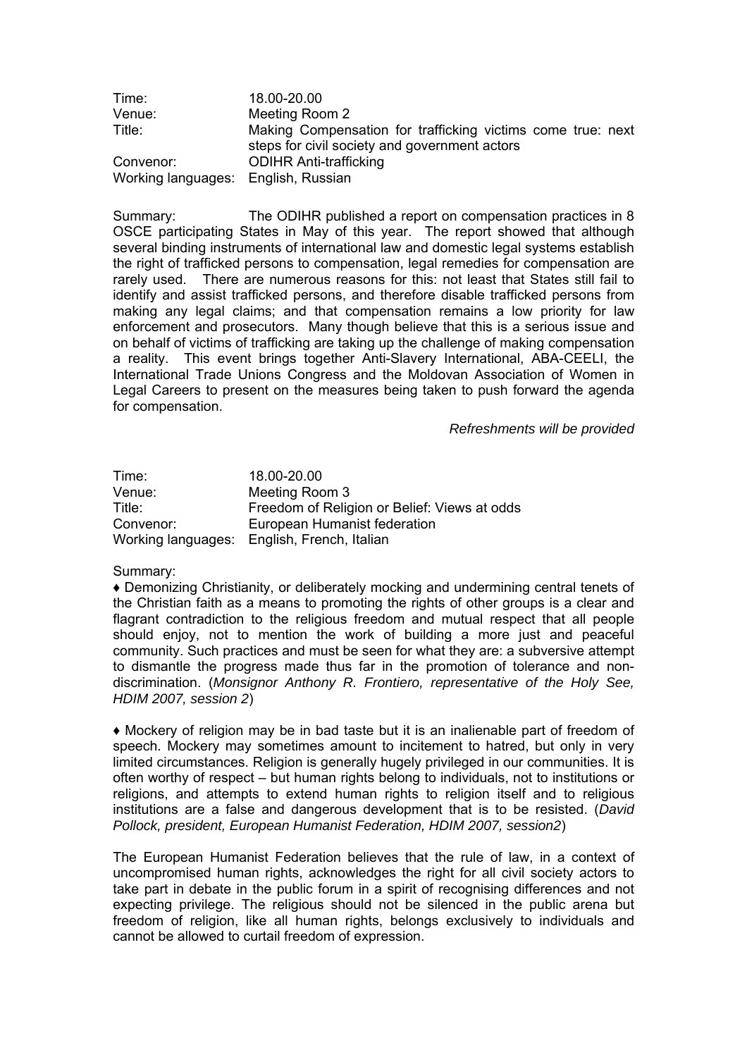| | |
|---|---|
| Time: | 18.00-20.00 |
| Venue: | Meeting Room 2 |
| Title: | Making Compensation for trafficking victims come true: next steps for civil society and government actors |
| Convenor: | ODIHR Anti-trafficking |
| Working languages: | English, Russian |

Summary: The ODIHR published a report on compensation practices in 8 OSCE participating States in May of this year. The report showed that although several binding instruments of international law and domestic legal systems establish the right of trafficked persons to compensation, legal remedies for compensation are rarely used. There are numerous reasons for this: not least that States still fail to identify and assist trafficked persons, and therefore disable trafficked persons from making any legal claims; and that compensation remains a low priority for law enforcement and prosecutors. Many though believe that this is a serious issue and on behalf of victims of trafficking are taking up the challenge of making compensation a reality. This event brings together Anti-Slavery International, ABA-CEELI, the International Trade Unions Congress and the Moldovan Association of Women in Legal Careers to present on the measures being taken to push forward the agenda for compensation.

*Refreshments will be provided*

| | |
|---|---|
| Time: | 18.00-20.00 |
| Venue: | Meeting Room 3 |
| Title: | Freedom of Religion or Belief: Views at odds |
| Convenor: | European Humanist federation |
| Working languages: | English, French, Italian |

Summary:

♦ Demonizing Christianity, or deliberately mocking and undermining central tenets of the Christian faith as a means to promoting the rights of other groups is a clear and flagrant contradiction to the religious freedom and mutual respect that all people should enjoy, not to mention the work of building a more just and peaceful community. Such practices and must be seen for what they are: a subversive attempt to dismantle the progress made thus far in the promotion of tolerance and non-discrimination. (*Monsignor Anthony R. Frontiero, representative of the Holy See, HDIM 2007, session 2*)

♦ Mockery of religion may be in bad taste but it is an inalienable part of freedom of speech. Mockery may sometimes amount to incitement to hatred, but only in very limited circumstances. Religion is generally hugely privileged in our communities. It is often worthy of respect – but human rights belong to individuals, not to institutions or religions, and attempts to extend human rights to religion itself and to religious institutions are a false and dangerous development that is to be resisted. (*David Pollock, president, European Humanist Federation, HDIM 2007, session2*)

The European Humanist Federation believes that the rule of law, in a context of uncompromised human rights, acknowledges the right for all civil society actors to take part in debate in the public forum in a spirit of recognising differences and not expecting privilege. The religious should not be silenced in the public arena but freedom of religion, like all human rights, belongs exclusively to individuals and cannot be allowed to curtail freedom of expression.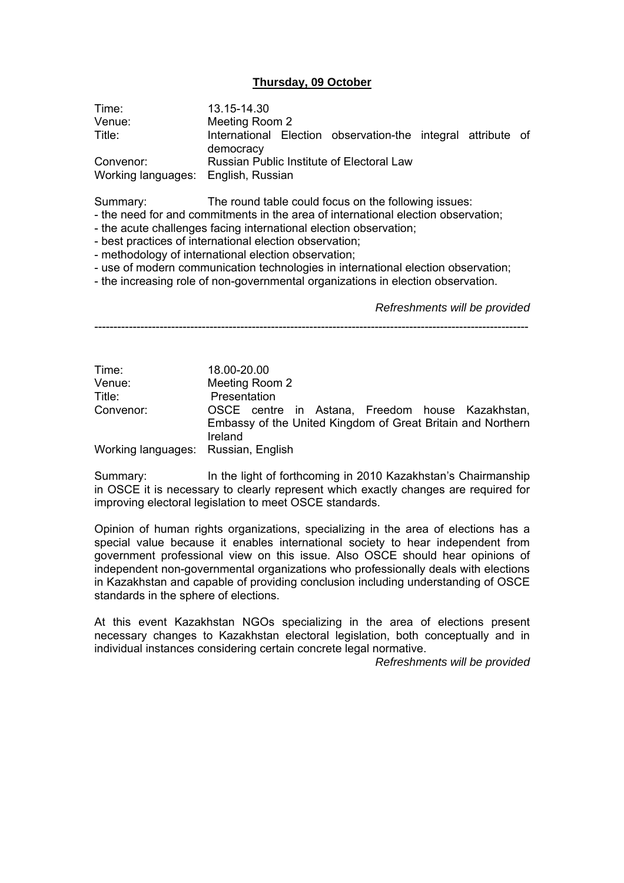**Thursday, 09 October**

| | |
|---|---|
| Time: | 13.15-14.30 |
| Venue: | Meeting Room 2 |
| Title: | International Election observation-the integral attribute of democracy |
| Convenor: | Russian Public Institute of Electoral Law |
| Working languages: | English, Russian |

Summary: The round table could focus on the following issues:

- the need for and commitments in the area of international election observation;
- the acute challenges facing international election observation;
- best practices of international election observation;
- methodology of international election observation;
- use of modern communication technologies in international election observation;
- the increasing role of non-governmental organizations in election observation.

*Refreshments will be provided*

---

| | |
|---|---|
| Time: | 18.00-20.00 |
| Venue: | Meeting Room 2 |
| Title: | Presentation |
| Convenor: | OSCE centre in Astana, Freedom house Kazakhstan, Embassy of the United Kingdom of Great Britain and Northern Ireland |
| Working languages: | Russian, English |

Summary: In the light of forthcoming in 2010 Kazakhstan's Chairmanship in OSCE it is necessary to clearly represent which exactly changes are required for improving electoral legislation to meet OSCE standards.

Opinion of human rights organizations, specializing in the area of elections has a special value because it enables international society to hear independent from government professional view on this issue. Also OSCE should hear opinions of independent non-governmental organizations who professionally deals with elections in Kazakhstan and capable of providing conclusion including understanding of OSCE standards in the sphere of elections.

At this event Kazakhstan NGOs specializing in the area of elections present necessary changes to Kazakhstan electoral legislation, both conceptually and in individual instances considering certain concrete legal normative.

*Refreshments will be provided*